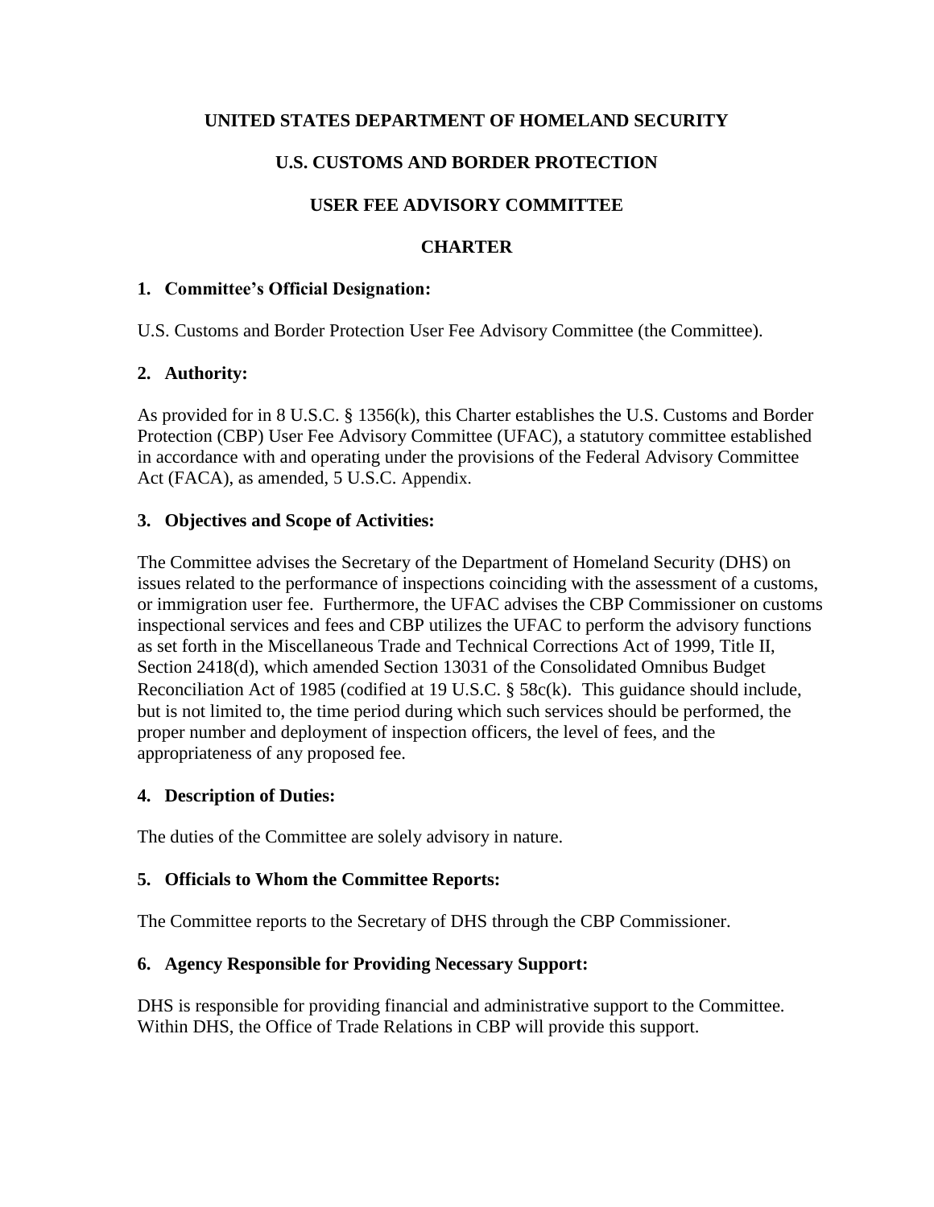**UNITED STATES DEPARTMENT OF HOMELAND SECURITY**

**U.S. CUSTOMS AND BORDER PROTECTION**

**USER FEE ADVISORY COMMITTEE**

**CHARTER**

## 1. Committee's Official Designation:

U.S. Customs and Border Protection User Fee Advisory Committee (the Committee).

## 2. Authority:

As provided for in 8 U.S.C. § 1356(k), this Charter establishes the U.S. Customs and Border Protection (CBP) User Fee Advisory Committee (UFAC), a statutory committee established in accordance with and operating under the provisions of the Federal Advisory Committee Act (FACA), as amended, 5 U.S.C. Appendix.

## 3. Objectives and Scope of Activities:

The Committee advises the Secretary of the Department of Homeland Security (DHS) on issues related to the performance of inspections coinciding with the assessment of a customs, or immigration user fee. Furthermore, the UFAC advises the CBP Commissioner on customs inspectional services and fees and CBP utilizes the UFAC to perform the advisory functions as set forth in the Miscellaneous Trade and Technical Corrections Act of 1999, Title II, Section 2418(d), which amended Section 13031 of the Consolidated Omnibus Budget Reconciliation Act of 1985 (codified at 19 U.S.C. § 58c(k). This guidance should include, but is not limited to, the time period during which such services should be performed, the proper number and deployment of inspection officers, the level of fees, and the appropriateness of any proposed fee.

## 4. Description of Duties:

The duties of the Committee are solely advisory in nature.

## 5. Officials to Whom the Committee Reports:

The Committee reports to the Secretary of DHS through the CBP Commissioner.

## 6. Agency Responsible for Providing Necessary Support:

DHS is responsible for providing financial and administrative support to the Committee. Within DHS, the Office of Trade Relations in CBP will provide this support.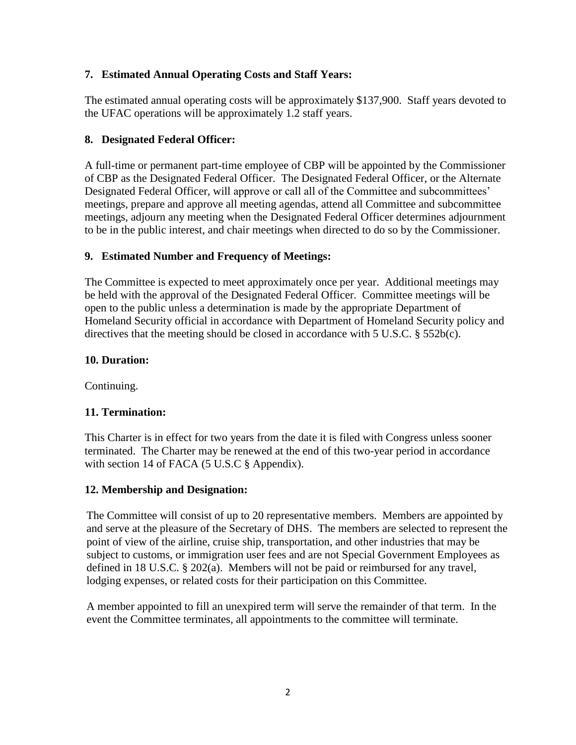## 7. Estimated Annual Operating Costs and Staff Years:

The estimated annual operating costs will be approximately $137,900. Staff years devoted to the UFAC operations will be approximately 1.2 staff years.

## 8. Designated Federal Officer:

A full-time or permanent part-time employee of CBP will be appointed by the Commissioner of CBP as the Designated Federal Officer. The Designated Federal Officer, or the Alternate Designated Federal Officer, will approve or call all of the Committee and subcommittees' meetings, prepare and approve all meeting agendas, attend all Committee and subcommittee meetings, adjourn any meeting when the Designated Federal Officer determines adjournment to be in the public interest, and chair meetings when directed to do so by the Commissioner.

## 9. Estimated Number and Frequency of Meetings:

The Committee is expected to meet approximately once per year. Additional meetings may be held with the approval of the Designated Federal Officer. Committee meetings will be open to the public unless a determination is made by the appropriate Department of Homeland Security official in accordance with Department of Homeland Security policy and directives that the meeting should be closed in accordance with 5 U.S.C. § 552b(c).

## 10. Duration:

Continuing.

## 11. Termination:

This Charter is in effect for two years from the date it is filed with Congress unless sooner terminated. The Charter may be renewed at the end of this two-year period in accordance with section 14 of FACA (5 U.S.C § Appendix).

## 12. Membership and Designation:

The Committee will consist of up to 20 representative members. Members are appointed by and serve at the pleasure of the Secretary of DHS. The members are selected to represent the point of view of the airline, cruise ship, transportation, and other industries that may be subject to customs, or immigration user fees and are not Special Government Employees as defined in 18 U.S.C. § 202(a). Members will not be paid or reimbursed for any travel, lodging expenses, or related costs for their participation on this Committee.

A member appointed to fill an unexpired term will serve the remainder of that term. In the event the Committee terminates, all appointments to the committee will terminate.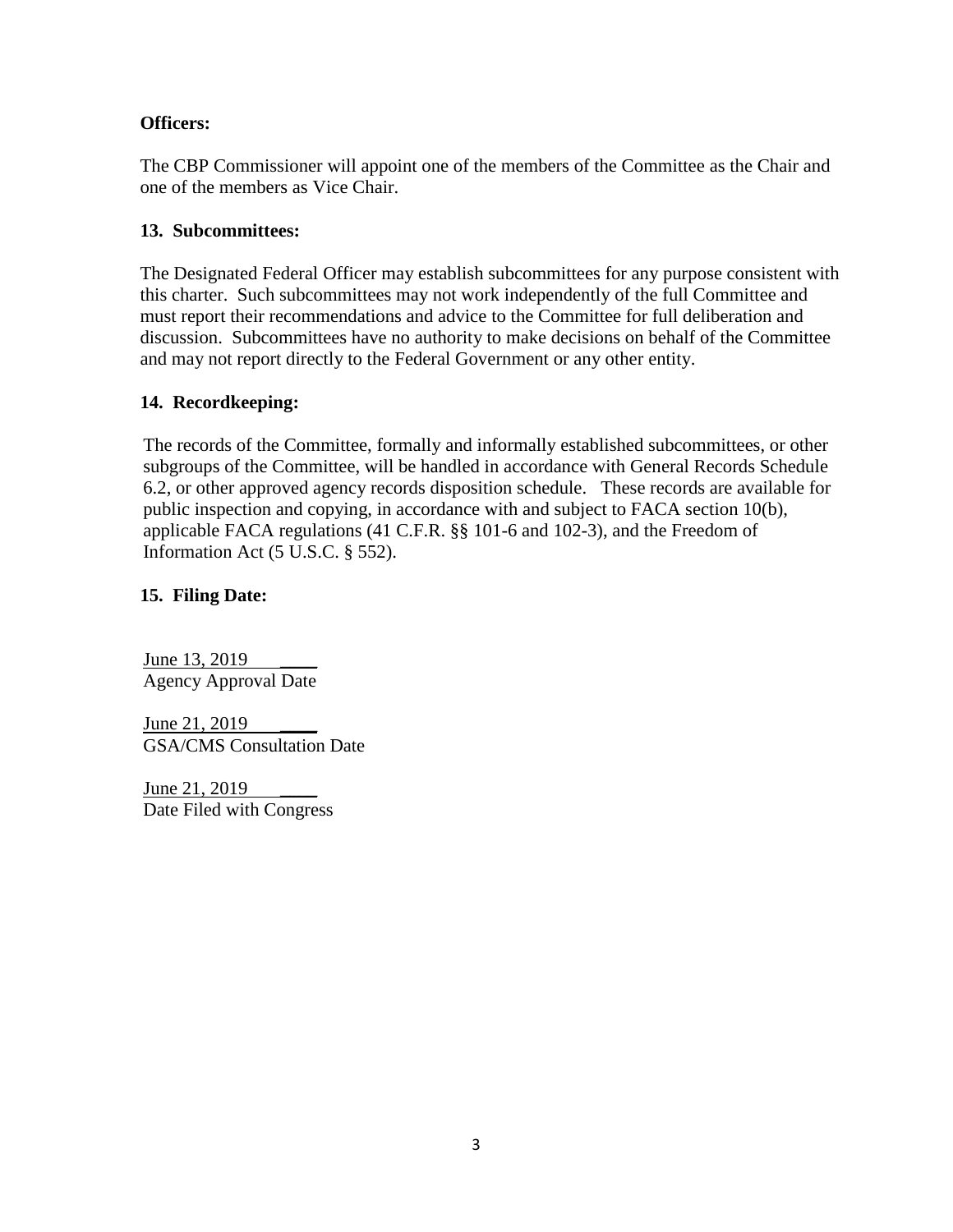**Officers:**

The CBP Commissioner will appoint one of the members of the Committee as the Chair and one of the members as Vice Chair.

**13. Subcommittees:**

The Designated Federal Officer may establish subcommittees for any purpose consistent with this charter. Such subcommittees may not work independently of the full Committee and must report their recommendations and advice to the Committee for full deliberation and discussion. Subcommittees have no authority to make decisions on behalf of the Committee and may not report directly to the Federal Government or any other entity.

**14. Recordkeeping:**

The records of the Committee, formally and informally established subcommittees, or other subgroups of the Committee, will be handled in accordance with General Records Schedule 6.2, or other approved agency records disposition schedule. These records are available for public inspection and copying, in accordance with and subject to FACA section 10(b), applicable FACA regulations (41 C.F.R. §§ 101-6 and 102-3), and the Freedom of Information Act (5 U.S.C. § 552).

**15. Filing Date:**

June 13, 2019
Agency Approval Date

June 21, 2019
GSA/CMS Consultation Date

June 21, 2019
Date Filed with Congress